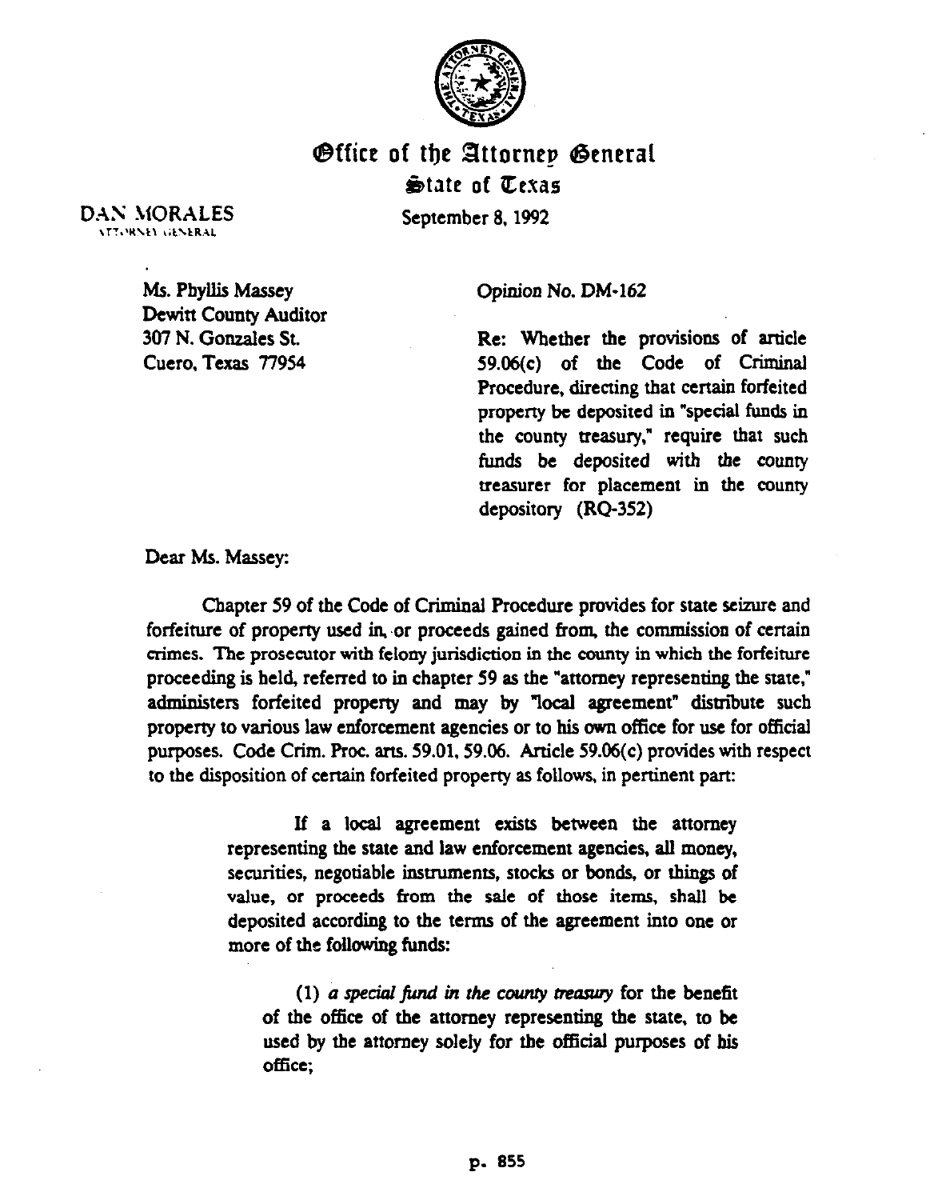# Office of the Attorney General
## State of Texas

DAN MORALES
ATTORNEY GENERAL

September 8, 1992

Ms. Phyllis Massey
Dewitt County Auditor
307 N. Gonzales St.
Cuero, Texas 77954

Opinion No. DM-162

Re: Whether the provisions of article 59.06(c) of the Code of Criminal Procedure, directing that certain forfeited property be deposited in "special funds in the county treasury," require that such funds be deposited with the county treasurer for placement in the county depository (RQ-352)

Dear Ms. Massey:

Chapter 59 of the Code of Criminal Procedure provides for state seizure and forfeiture of property used in, or proceeds gained from, the commission of certain crimes. The prosecutor with felony jurisdiction in the county in which the forfeiture proceeding is held, referred to in chapter 59 as the "attorney representing the state," administers forfeited property and may by "local agreement" distribute such property to various law enforcement agencies or to his own office for use for official purposes. Code Crim. Proc. arts. 59.01, 59.06. Article 59.06(c) provides with respect to the disposition of certain forfeited property as follows, in pertinent part:

> If a local agreement exists between the attorney representing the state and law enforcement agencies, all money, securities, negotiable instruments, stocks or bonds, or things of value, or proceeds from the sale of those items, shall be deposited according to the terms of the agreement into one or more of the following funds:
>
> (1) *a special fund in the county treasury* for the benefit of the office of the attorney representing the state, to be used by the attorney solely for the official purposes of his office;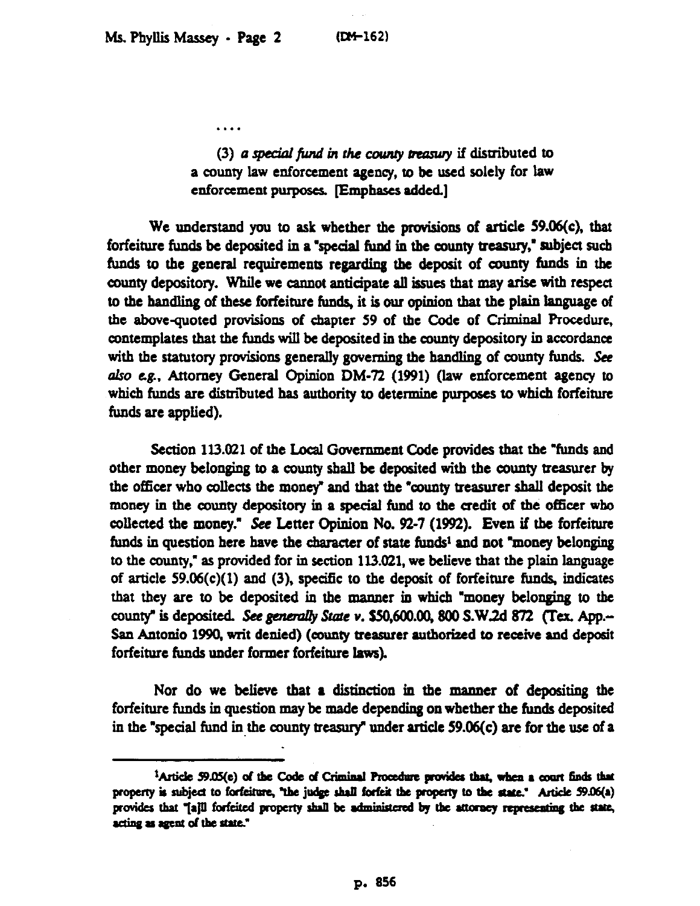. . . .

> (3) *a special fund in the county treasury* if distributed to a county law enforcement agency, to be used solely for law enforcement purposes. [Emphases added.]

We understand you to ask whether the provisions of article 59.06(c), that forfeiture funds be deposited in a "special fund in the county treasury," subject such funds to the general requirements regarding the deposit of county funds in the county depository. While we cannot anticipate all issues that may arise with respect to the handling of these forfeiture funds, it is our opinion that the plain language of the above-quoted provisions of chapter 59 of the Code of Criminal Procedure, contemplates that the funds will be deposited in the county depository in accordance with the statutory provisions generally governing the handling of county funds. *See also e.g.*, Attorney General Opinion DM-72 (1991) (law enforcement agency to which funds are distributed has authority to determine purposes to which forfeiture funds are applied).

Section 113.021 of the Local Government Code provides that the "funds and other money belonging to a county shall be deposited with the county treasurer by the officer who collects the money" and that the "county treasurer shall deposit the money in the county depository in a special fund to the credit of the officer who collected the money." *See* Letter Opinion No. 92-7 (1992). Even if the forfeiture funds in question here have the character of state funds[1] and not "money belonging to the county," as provided for in section 113.021, we believe that the plain language of article 59.06(c)(1) and (3), specific to the deposit of forfeiture funds, indicates that they are to be deposited in the manner in which "money belonging to the county" is deposited. *See generally State v. $50,600.00*, 800 S.W.2d 872 (Tex. App.--San Antonio 1990, writ denied) (county treasurer authorized to receive and deposit forfeiture funds under former forfeiture laws).

Nor do we believe that a distinction in the manner of depositing the forfeiture funds in question may be made depending on whether the funds deposited in the "special fund in the county treasury" under article 59.06(c) are for the use of a

---

[1]Article 59.05(e) of the Code of Criminal Procedure provides that, when a court finds that property is subject to forfeiture, "the judge shall forfeit the property to the state." Article 59.06(a) provides that "[a]ll forfeited property shall be administered by the attorney representing the state, acting as agent of the state."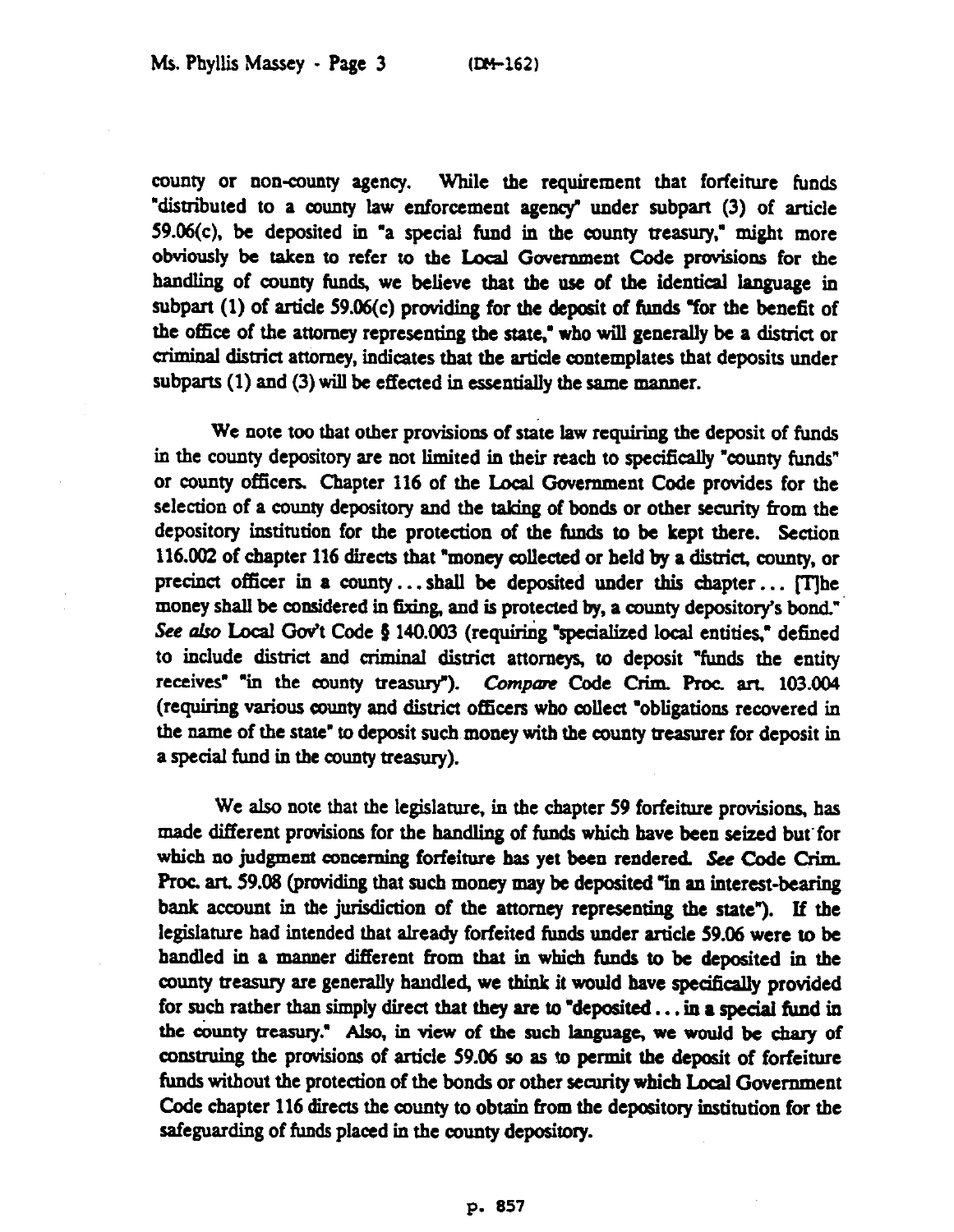county or non-county agency. While the requirement that forfeiture funds "distributed to a county law enforcement agency" under subpart (3) of article 59.06(c), be deposited in "a special fund in the county treasury," might more obviously be taken to refer to the Local Government Code provisions for the handling of county funds, we believe that the use of the identical language in subpart (1) of article 59.06(c) providing for the deposit of funds "for the benefit of the office of the attorney representing the state," who will generally be a district or criminal district attorney, indicates that the article contemplates that deposits under subparts (1) and (3) will be effected in essentially the same manner.

We note too that other provisions of state law requiring the deposit of funds in the county depository are not limited in their reach to specifically "county funds" or county officers. Chapter 116 of the Local Government Code provides for the selection of a county depository and the taking of bonds or other security from the depository institution for the protection of the funds to be kept there. Section 116.002 of chapter 116 directs that "money collected or held by a district, county, or precinct officer in a county . . . shall be deposited under this chapter . . . [T]he money shall be considered in fixing, and is protected by, a county depository's bond." *See also* Local Gov't Code § 140.003 (requiring "specialized local entities," defined to include district and criminal district attorneys, to deposit "funds the entity receives" "in the county treasury"). *Compare* Code Crim. Proc. art. 103.004 (requiring various county and district officers who collect "obligations recovered in the name of the state" to deposit such money with the county treasurer for deposit in a special fund in the county treasury).

We also note that the legislature, in the chapter 59 forfeiture provisions, has made different provisions for the handling of funds which have been seized but for which no judgment concerning forfeiture has yet been rendered. *See* Code Crim. Proc. art. 59.08 (providing that such money may be deposited "in an interest-bearing bank account in the jurisdiction of the attorney representing the state"). If the legislature had intended that already forfeited funds under article 59.06 were to be handled in a manner different from that in which funds to be deposited in the county treasury are generally handled, we think it would have specifically provided for such rather than simply direct that they are to "deposited . . . in a special fund in the county treasury." Also, in view of the such language, we would be chary of construing the provisions of article 59.06 so as to permit the deposit of forfeiture funds without the protection of the bonds or other security which Local Government Code chapter 116 directs the county to obtain from the depository institution for the safeguarding of funds placed in the county depository.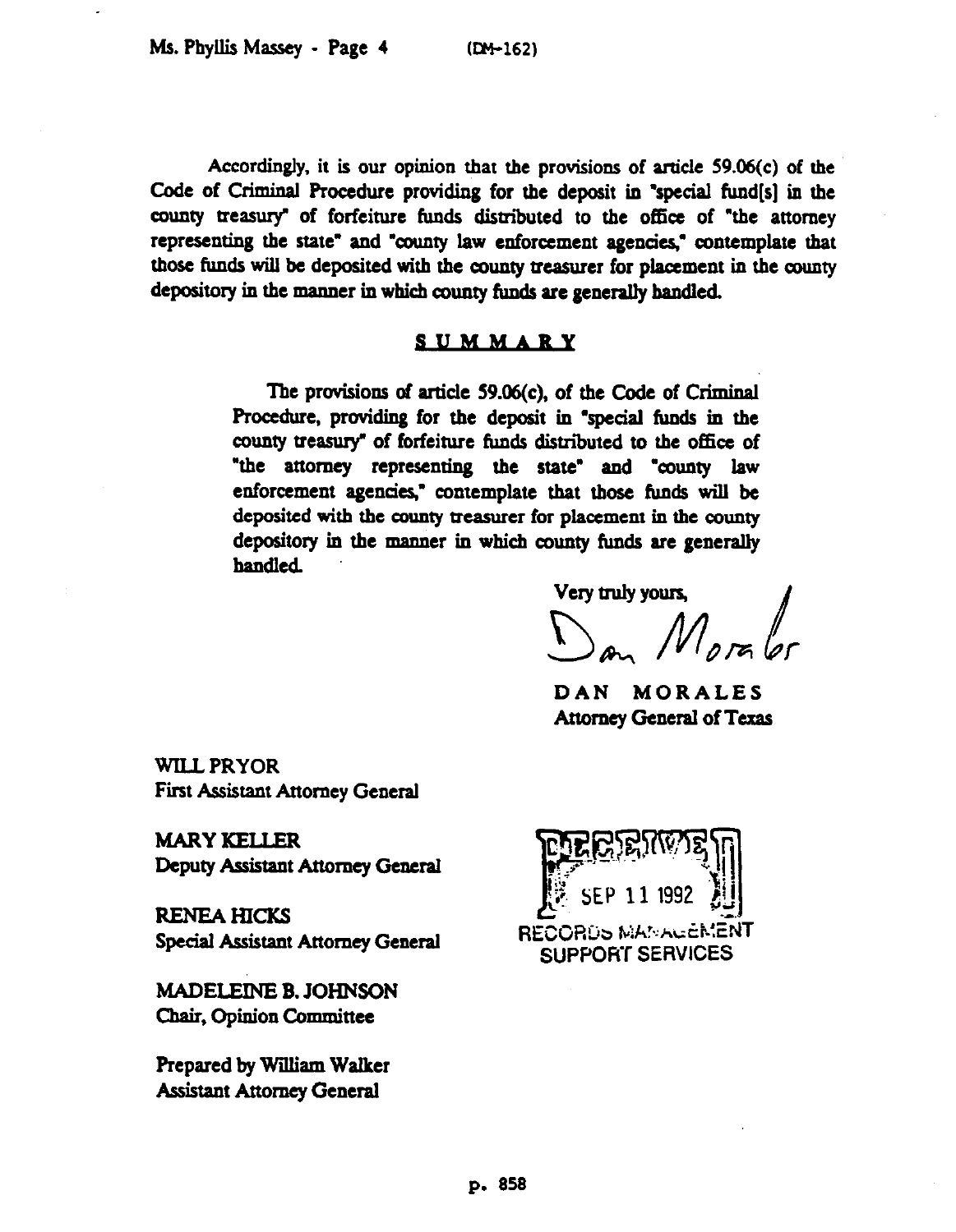Accordingly, it is our opinion that the provisions of article 59.06(c) of the Code of Criminal Procedure providing for the deposit in "special fund[s] in the county treasury" of forfeiture funds distributed to the office of "the attorney representing the state" and "county law enforcement agencies," contemplate that those funds will be deposited with the county treasurer for placement in the county depository in the manner in which county funds are generally handled.

## SUMMARY

> The provisions of article 59.06(c), of the Code of Criminal Procedure, providing for the deposit in "special funds in the county treasury" of forfeiture funds distributed to the office of "the attorney representing the state" and "county law enforcement agencies," contemplate that those funds will be deposited with the county treasurer for placement in the county depository in the manner in which county funds are generally handled.

Very truly yours,

Dan Morales

DAN MORALES
Attorney General of Texas

WILL PRYOR
First Assistant Attorney General

MARY KELLER
Deputy Assistant Attorney General

RENEA HICKS
Special Assistant Attorney General

MADELEINE B. JOHNSON
Chair, Opinion Committee

Prepared by William Walker
Assistant Attorney General

RECEIVED
SEP 11 1992
RECORDS MANAGEMENT
SUPPORT SERVICES